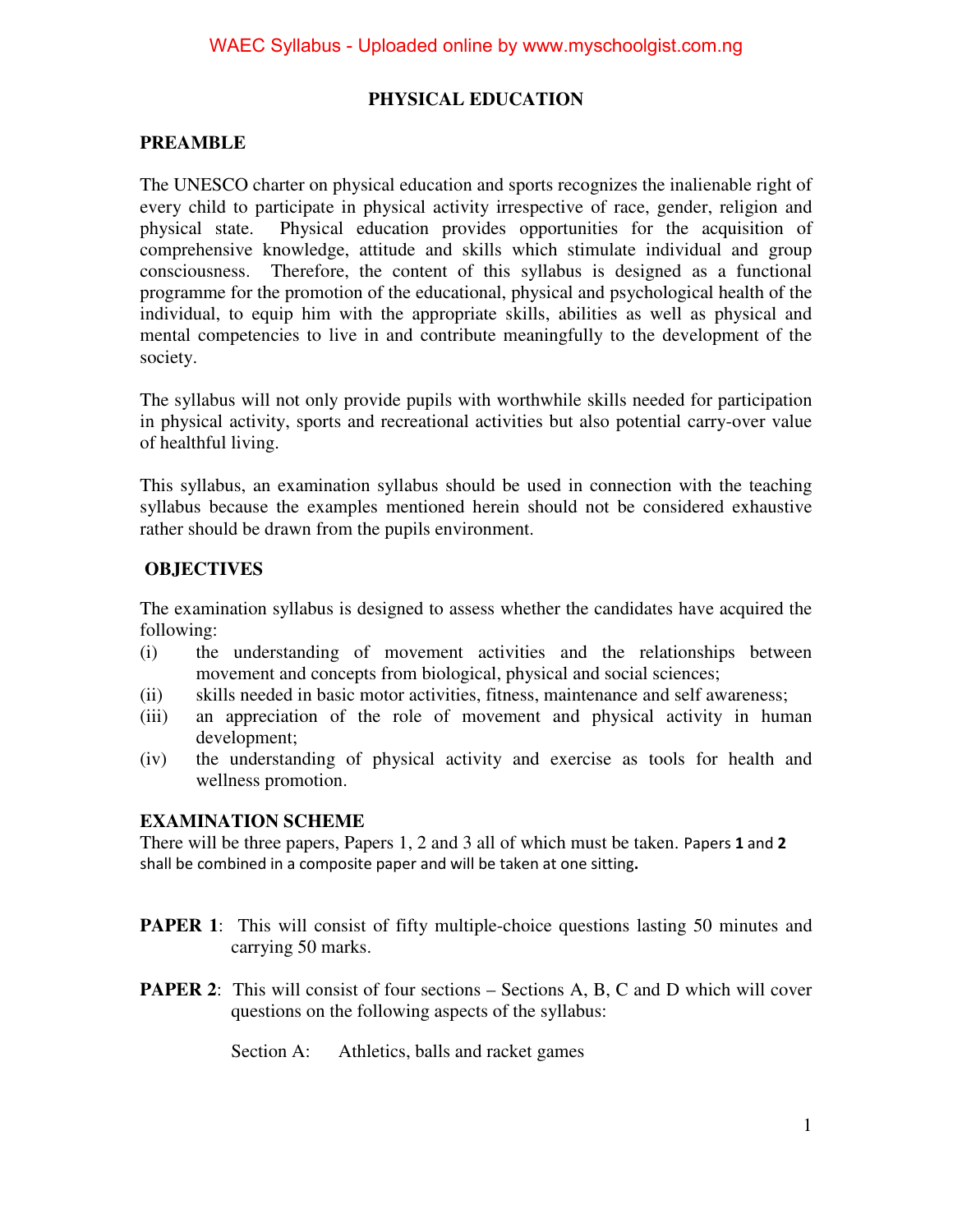# PHYSICAL EDUCATION

## PREAMBLE

The UNESCO charter on physical education and sports recognizes the inalienable right of every child to participate in physical activity irrespective of race, gender, religion and physical state. Physical education provides opportunities for the acquisition of comprehensive knowledge, attitude and skills which stimulate individual and group consciousness. Therefore, the content of this syllabus is designed as a functional programme for the promotion of the educational, physical and psychological health of the individual, to equip him with the appropriate skills, abilities as well as physical and mental competencies to live in and contribute meaningfully to the development of the society.

The syllabus will not only provide pupils with worthwhile skills needed for participation in physical activity, sports and recreational activities but also potential carry-over value of healthful living.

This syllabus, an examination syllabus should be used in connection with the teaching syllabus because the examples mentioned herein should not be considered exhaustive rather should be drawn from the pupils environment.

## OBJECTIVES

The examination syllabus is designed to assess whether the candidates have acquired the following:

(i) the understanding of movement activities and the relationships between movement and concepts from biological, physical and social sciences;

(ii) skills needed in basic motor activities, fitness, maintenance and self awareness;

(iii) an appreciation of the role of movement and physical activity in human development;

(iv) the understanding of physical activity and exercise as tools for health and wellness promotion.

## EXAMINATION SCHEME

There will be three papers, Papers 1, 2 and 3 all of which must be taken. Papers **1** and **2** shall be combined in a composite paper and will be taken at one sitting**.**

**PAPER 1**: This will consist of fifty multiple-choice questions lasting 50 minutes and carrying 50 marks.

**PAPER 2**: This will consist of four sections – Sections A, B, C and D which will cover questions on the following aspects of the syllabus:

Section A: Athletics, balls and racket games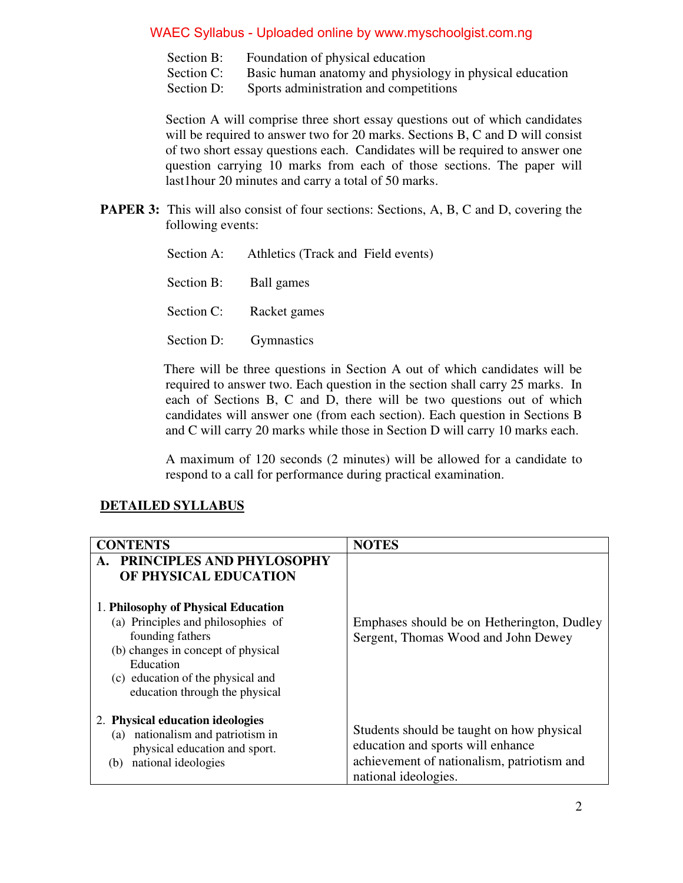Section B: Foundation of physical education
Section C: Basic human anatomy and physiology in physical education
Section D: Sports administration and competitions

Section A will comprise three short essay questions out of which candidates will be required to answer two for 20 marks. Sections B, C and D will consist of two short essay questions each. Candidates will be required to answer one question carrying 10 marks from each of those sections. The paper will last1hour 20 minutes and carry a total of 50 marks.

**PAPER 3:** This will also consist of four sections: Sections, A, B, C and D, covering the following events:

Section A: Athletics (Track and Field events)

Section B: Ball games

Section C: Racket games

Section D: Gymnastics

There will be three questions in Section A out of which candidates will be required to answer two. Each question in the section shall carry 25 marks. In each of Sections B, C and D, there will be two questions out of which candidates will answer one (from each section). Each question in Sections B and C will carry 20 marks while those in Section D will carry 10 marks each.

A maximum of 120 seconds (2 minutes) will be allowed for a candidate to respond to a call for performance during practical examination.

## DETAILED SYLLABUS

| CONTENTS | NOTES |
|---|---|
| **A. PRINCIPLES AND PHYLOSOPHY OF PHYSICAL EDUCATION** | |
| **1. Philosophy of Physical Education**<br>(a) Principles and philosophies of founding fathers<br>(b) changes in concept of physical Education<br>(c) education of the physical and education through the physical | Emphases should be on Hetherington, Dudley Sergent, Thomas Wood and John Dewey |
| **2. Physical education ideologies**<br>(a) nationalism and patriotism in physical education and sport.<br>(b) national ideologies | Students should be taught on how physical education and sports will enhance achievement of nationalism, patriotism and national ideologies. |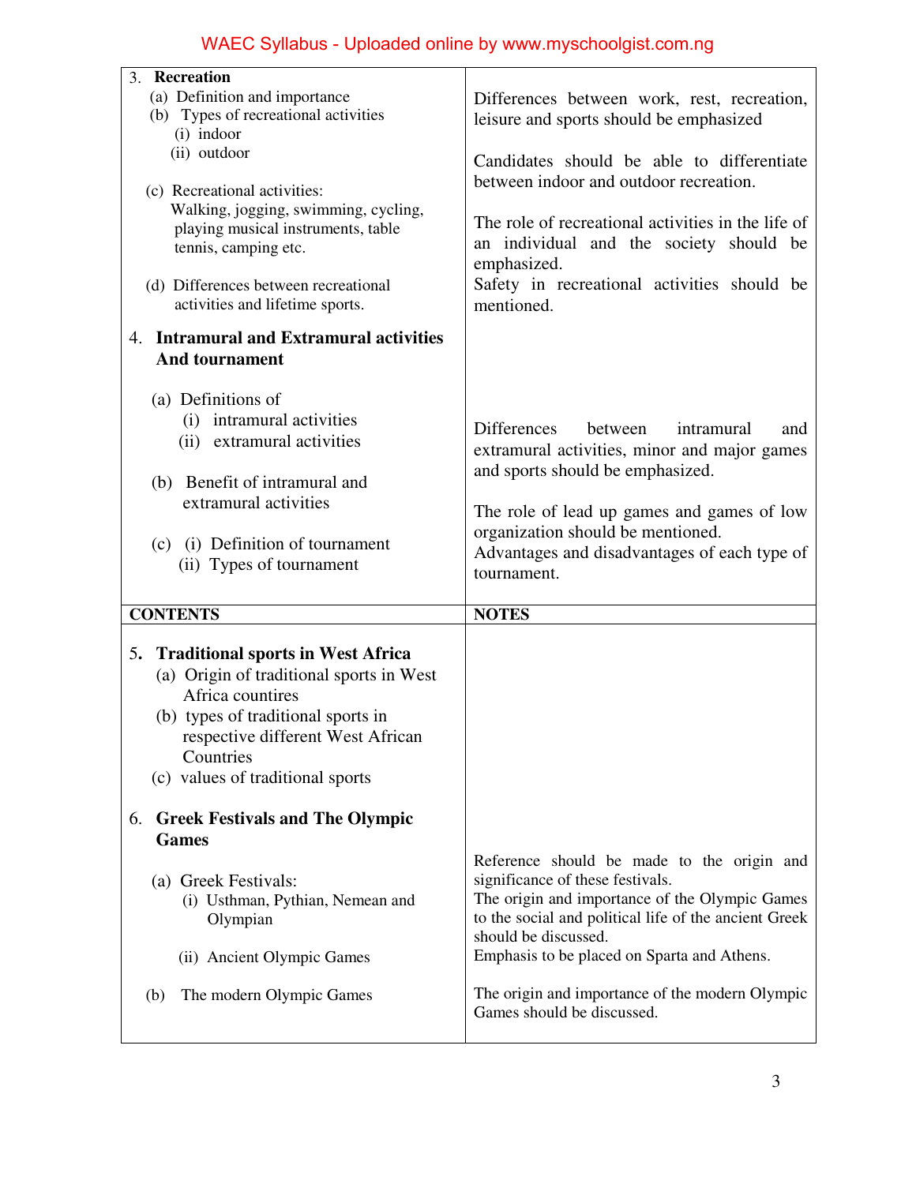| | |
|---|---|
| 3. **Recreation**<br>(a) Definition and importance<br>(b) Types of recreational activities<br>(i) indoor<br>(ii) outdoor<br><br>(c) Recreational activities:<br>Walking, jogging, swimming, cycling, playing musical instruments, table tennis, camping etc.<br><br>(d) Differences between recreational activities and lifetime sports. | Differences between work, rest, recreation, leisure and sports should be emphasized<br><br>Candidates should be able to differentiate between indoor and outdoor recreation.<br><br>The role of recreational activities in the life of an individual and the society should be emphasized.<br>Safety in recreational activities should be mentioned. |
| 4. **Intramural and Extramural activities And tournament**<br><br>(a) Definitions of<br>(i) intramural activities<br>(ii) extramural activities<br><br>(b) Benefit of intramural and extramural activities<br><br>(c) (i) Definition of tournament<br>(ii) Types of tournament | Differences between intramural and extramural activities, minor and major games and sports should be emphasized.<br><br>The role of lead up games and games of low organization should be mentioned.<br>Advantages and disadvantages of each type of tournament. |

| **CONTENTS** | **NOTES** |
|---|---|
| 5. **Traditional sports in West Africa**<br>(a) Origin of traditional sports in West Africa countires<br>(b) types of traditional sports in respective different West African Countries<br>(c) values of traditional sports | |
| 6. **Greek Festivals and The Olympic Games**<br><br>(a) Greek Festivals:<br>(i) Usthman, Pythian, Nemean and Olympian<br><br>(ii) Ancient Olympic Games | Reference should be made to the origin and significance of these festivals.<br>The origin and importance of the Olympic Games to the social and political life of the ancient Greek should be discussed.<br>Emphasis to be placed on Sparta and Athens. |
| (b) The modern Olympic Games | The origin and importance of the modern Olympic Games should be discussed. |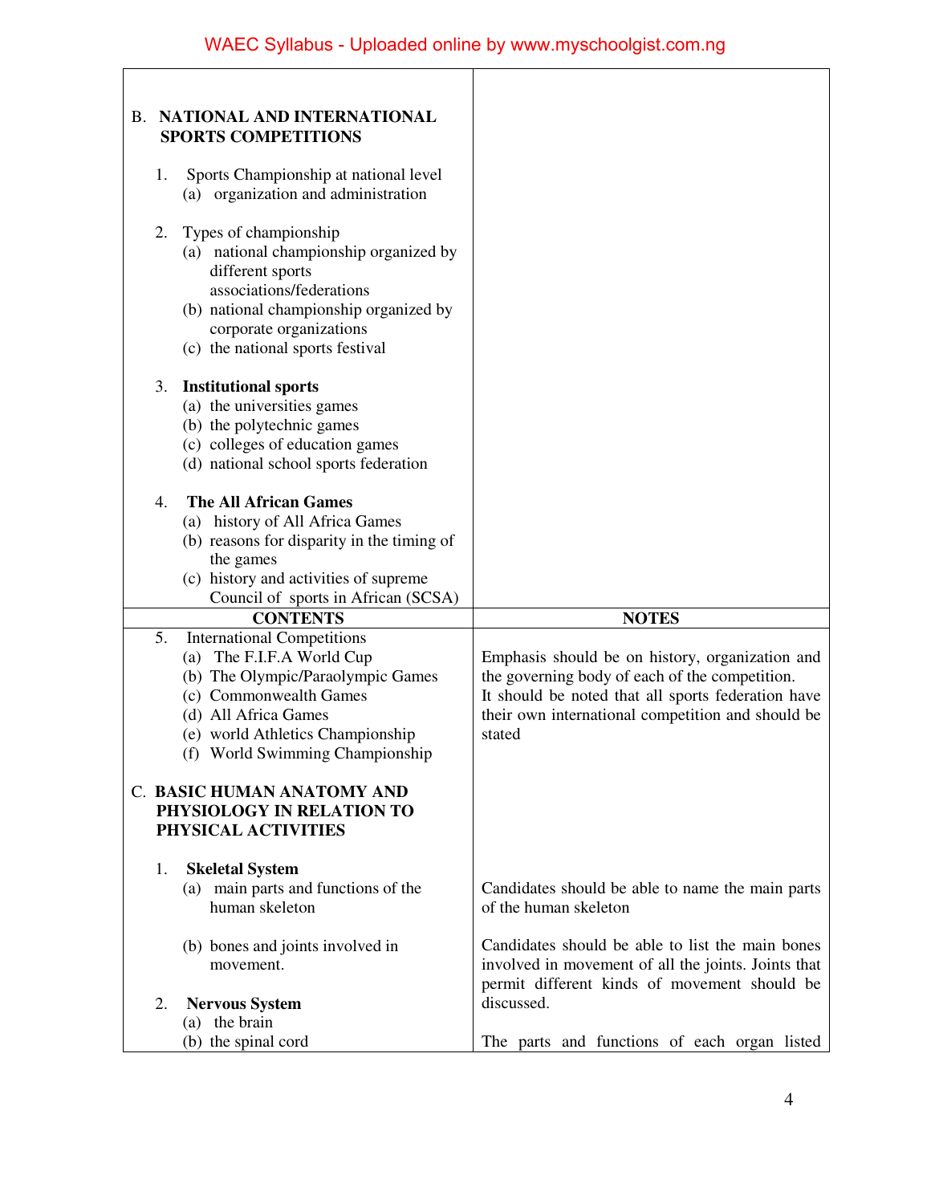| CONTENTS | NOTES |
|---|---|
| **B. NATIONAL AND INTERNATIONAL SPORTS COMPETITIONS** | |
| 1. Sports Championship at national level<br>(a) organization and administration | |
| 2. Types of championship<br>(a) national championship organized by different sports associations/federations<br>(b) national championship organized by corporate organizations<br>(c) the national sports festival | |
| 3. **Institutional sports**<br>(a) the universities games<br>(b) the polytechnic games<br>(c) colleges of education games<br>(d) national school sports federation | |
| 4. **The All African Games**<br>(a) history of All Africa Games<br>(b) reasons for disparity in the timing of the games<br>(c) history and activities of supreme Council of sports in African (SCSA) | |
| 5. International Competitions<br>(a) The F.I.F.A World Cup<br>(b) The Olympic/Paraolympic Games<br>(c) Commonwealth Games<br>(d) All Africa Games<br>(e) world Athletics Championship<br>(f) World Swimming Championship | Emphasis should be on history, organization and the governing body of each of the competition.<br>It should be noted that all sports federation have their own international competition and should be stated |
| **C. BASIC HUMAN ANATOMY AND PHYSIOLOGY IN RELATION TO PHYSICAL ACTIVITIES** | |
| 1. **Skeletal System**<br>(a) main parts and functions of the human skeleton | Candidates should be able to name the main parts of the human skeleton |
| (b) bones and joints involved in movement. | Candidates should be able to list the main bones involved in movement of all the joints. Joints that permit different kinds of movement should be discussed. |
| 2. **Nervous System**<br>(a) the brain<br>(b) the spinal cord | The parts and functions of each organ listed |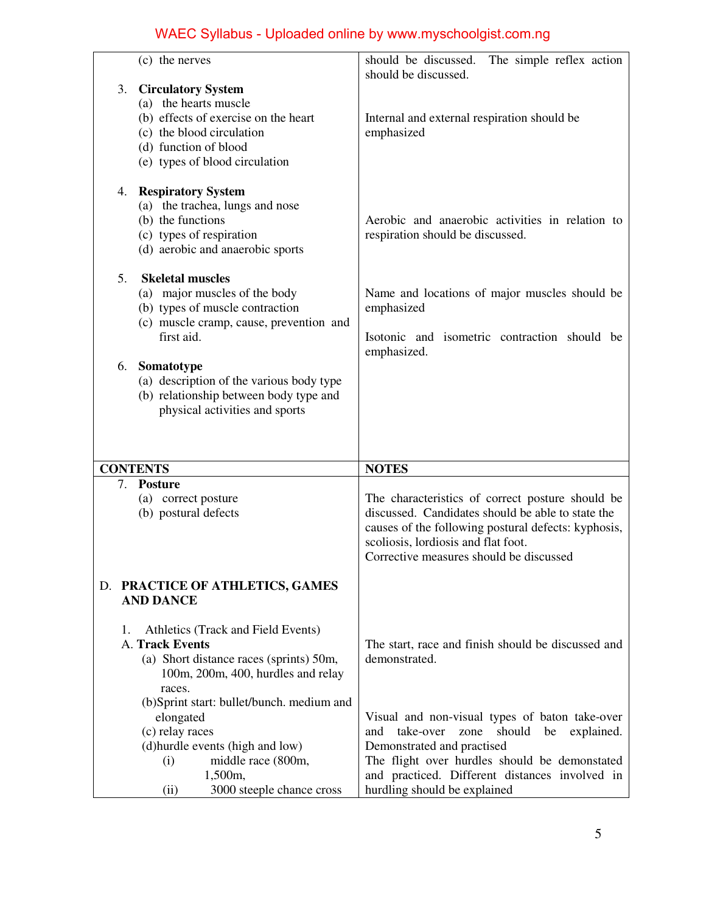| | |
|---|---|
| (c) the nerves<br><br>3. **Circulatory System**<br>(a) the hearts muscle<br>(b) effects of exercise on the heart<br>(c) the blood circulation<br>(d) function of blood<br>(e) types of blood circulation<br><br>4. **Respiratory System**<br>(a) the trachea, lungs and nose<br>(b) the functions<br>(c) types of respiration<br>(d) aerobic and anaerobic sports<br><br>5. **Skeletal muscles**<br>(a) major muscles of the body<br>(b) types of muscle contraction<br>(c) muscle cramp, cause, prevention and first aid.<br><br>6. **Somatotype**<br>(a) description of the various body type<br>(b) relationship between body type and physical activities and sports | should be discussed. The simple reflex action should be discussed.<br><br>Internal and external respiration should be emphasized<br><br>Aerobic and anaerobic activities in relation to respiration should be discussed.<br><br>Name and locations of major muscles should be emphasized<br><br>Isotonic and isometric contraction should be emphasized. |

| **CONTENTS** | **NOTES** |
|---|---|
| 7. **Posture**<br>(a) correct posture<br>(b) postural defects | The characteristics of correct posture should be discussed. Candidates should be able to state the causes of the following postural defects: kyphosis, scoliosis, lordiosis and flat foot.<br>Corrective measures should be discussed |
| D. **PRACTICE OF ATHLETICS, GAMES AND DANCE**<br><br>1. Athletics (Track and Field Events)<br>A. **Track Events**<br>(a) Short distance races (sprints) 50m, 100m, 200m, 400, hurdles and relay races.<br>(b)Sprint start: bullet/bunch. medium and elongated<br>(c) relay races<br>(d)hurdle events (high and low)<br>(i) middle race (800m, 1,500m,<br>(ii) 3000 steeple chance cross | The start, race and finish should be discussed and demonstrated.<br><br>Visual and non-visual types of baton take-over and take-over zone should be explained. Demonstrated and practised<br>The flight over hurdles should be demonstated and practiced. Different distances involved in hurdling should be explained |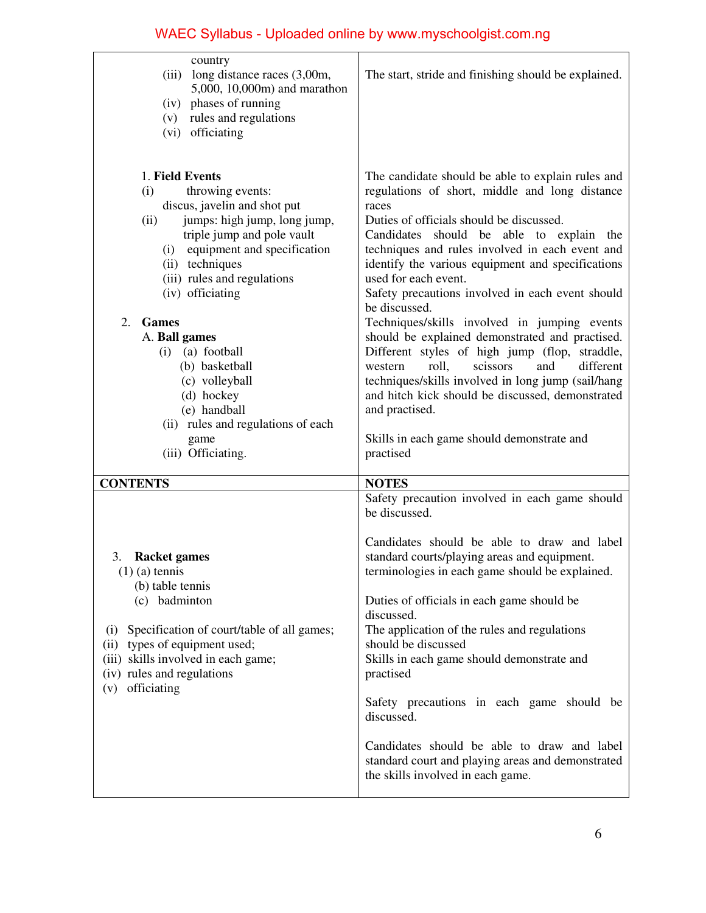| | |
|---|---|
| country<br>(iii) long distance races (3,00m, 5,000, 10,000m) and marathon<br>(iv) phases of running<br>(v) rules and regulations<br>(vi) officiating | The start, stride and finishing should be explained. |
| 1. **Field Events**<br>(i) throwing events: discus, javelin and shot put<br>(ii) jumps: high jump, long jump, triple jump and pole vault<br>(i) equipment and specification<br>(ii) techniques<br>(iii) rules and regulations<br>(iv) officiating<br><br>2. **Games**<br>A. **Ball games**<br>(i) (a) football<br>(b) basketball<br>(c) volleyball<br>(d) hockey<br>(e) handball<br>(ii) rules and regulations of each game<br>(iii) Officiating. | The candidate should be able to explain rules and regulations of short, middle and long distance races<br>Duties of officials should be discussed.<br>Candidates should be able to explain the techniques and rules involved in each event and identify the various equipment and specifications used for each event.<br>Safety precautions involved in each event should be discussed.<br>Techniques/skills involved in jumping events should be explained demonstrated and practised. Different styles of high jump (flop, straddle, western roll, scissors and different techniques/skills involved in long jump (sail/hang and hitch kick should be discussed, demonstrated and practised.<br><br>Skills in each game should demonstrate and practised |

| CONTENTS | NOTES |
|---|---|
| 3. **Racket games**<br>(1) (a) tennis<br>(b) table tennis<br>(c) badminton<br><br>(i) Specification of court/table of all games;<br>(ii) types of equipment used;<br>(iii) skills involved in each game;<br>(iv) rules and regulations<br>(v) officiating | Safety precaution involved in each game should be discussed.<br><br>Candidates should be able to draw and label standard courts/playing areas and equipment. terminologies in each game should be explained.<br><br>Duties of officials in each game should be discussed.<br>The application of the rules and regulations should be discussed<br>Skills in each game should demonstrate and practised<br><br>Safety precautions in each game should be discussed.<br><br>Candidates should be able to draw and label standard court and playing areas and demonstrated the skills involved in each game. |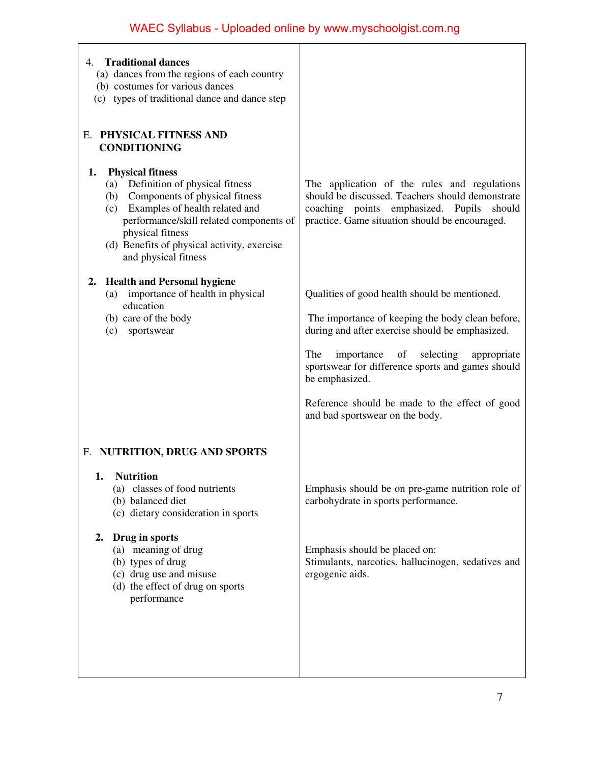| | |
|---|---|
| 4. **Traditional dances**<br>(a) dances from the regions of each country<br>(b) costumes for various dances<br>(c) types of traditional dance and dance step | |
| E. **PHYSICAL FITNESS AND CONDITIONING** | |
| 1. **Physical fitness**<br>(a) Definition of physical fitness<br>(b) Components of physical fitness<br>(c) Examples of health related and performance/skill related components of physical fitness<br>(d) Benefits of physical activity, exercise and physical fitness | The application of the rules and regulations should be discussed. Teachers should demonstrate coaching points emphasized. Pupils should practice. Game situation should be encouraged. |
| 2. **Health and Personal hygiene**<br>(a) importance of health in physical education<br>(b) care of the body<br>(c) sportswear | Qualities of good health should be mentioned.<br><br>The importance of keeping the body clean before, during and after exercise should be emphasized.<br><br>The importance of selecting appropriate sportswear for difference sports and games should be emphasized.<br><br>Reference should be made to the effect of good and bad sportswear on the body. |
| F. **NUTRITION, DRUG AND SPORTS** | |
| 1. **Nutrition**<br>(a) classes of food nutrients<br>(b) balanced diet<br>(c) dietary consideration in sports | Emphasis should be on pre-game nutrition role of carbohydrate in sports performance. |
| 2. **Drug in sports**<br>(a) meaning of drug<br>(b) types of drug<br>(c) drug use and misuse<br>(d) the effect of drug on sports performance | Emphasis should be placed on:<br>Stimulants, narcotics, hallucinogen, sedatives and ergogenic aids. |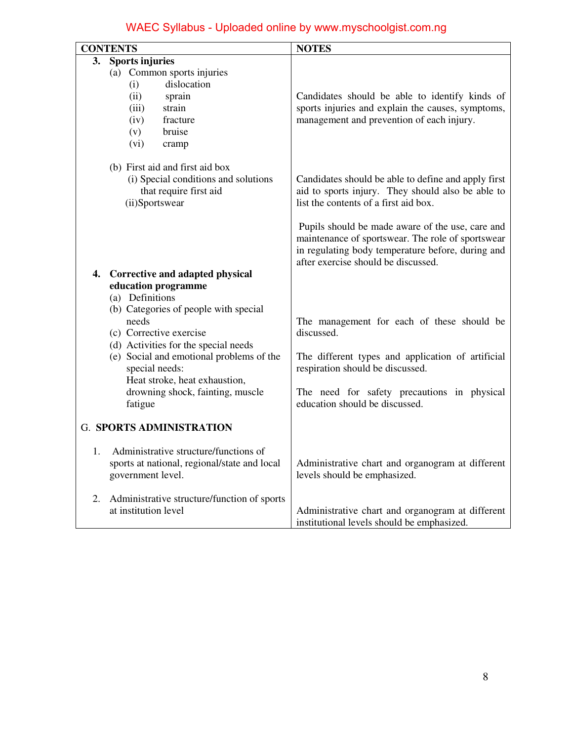| CONTENTS | NOTES |
|---|---|
| **3. Sports injuries**<br>(a) Common sports injuries<br>(i) dislocation<br>(ii) sprain<br>(iii) strain<br>(iv) fracture<br>(v) bruise<br>(vi) cramp | Candidates should be able to identify kinds of sports injuries and explain the causes, symptoms, management and prevention of each injury. |
| (b) First aid and first aid box<br>(i) Special conditions and solutions that require first aid<br>(ii) Sportswear | Candidates should be able to define and apply first aid to sports injury. They should also be able to list the contents of a first aid box.<br><br>Pupils should be made aware of the use, care and maintenance of sportswear. The role of sportswear in regulating body temperature before, during and after exercise should be discussed. |
| **4. Corrective and adapted physical education programme**<br>(a) Definitions<br>(b) Categories of people with special needs<br>(c) Corrective exercise<br>(d) Activities for the special needs<br>(e) Social and emotional problems of the special needs:<br>Heat stroke, heat exhaustion, drowning shock, fainting, muscle fatigue | The management for each of these should be discussed.<br><br>The different types and application of artificial respiration should be discussed.<br><br>The need for safety precautions in physical education should be discussed. |
| **G. SPORTS ADMINISTRATION** | |
| 1. Administrative structure/functions of sports at national, regional/state and local government level. | Administrative chart and organogram at different levels should be emphasized. |
| 2. Administrative structure/function of sports at institution level | Administrative chart and organogram at different institutional levels should be emphasized. |